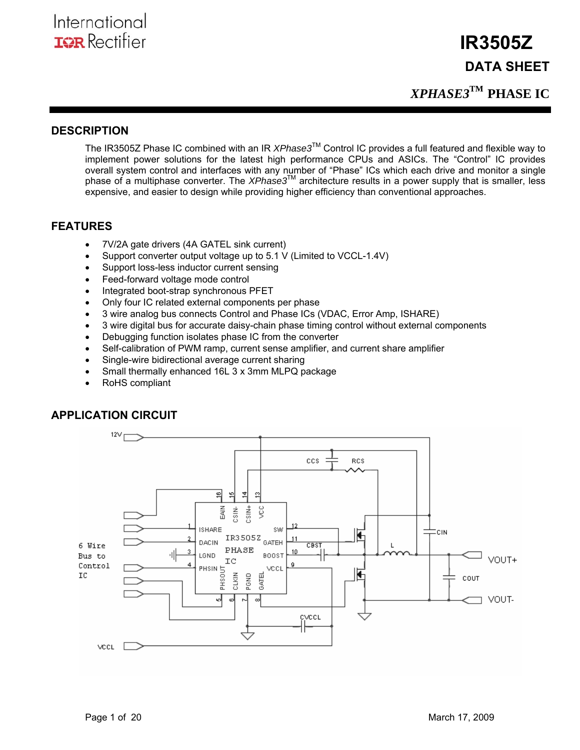International
IOR Rectifier

# IR3505Z

## DATA SHEET

## *XPHASE3*™ PHASE IC

## DESCRIPTION

The IR3505Z Phase IC combined with an IR *XPhase3*™ Control IC provides a full featured and flexible way to implement power solutions for the latest high performance CPUs and ASICs. The "Control" IC provides overall system control and interfaces with any number of "Phase" ICs which each drive and monitor a single phase of a multiphase converter. The *XPhase3*™ architecture results in a power supply that is smaller, less expensive, and easier to design while providing higher efficiency than conventional approaches.

## FEATURES

- 7V/2A gate drivers (4A GATEL sink current)
- Support converter output voltage up to 5.1 V (Limited to VCCL-1.4V)
- Support loss-less inductor current sensing
- Feed-forward voltage mode control
- Integrated boot-strap synchronous PFET
- Only four IC related external components per phase
- 3 wire analog bus connects Control and Phase ICs (VDAC, Error Amp, ISHARE)
- 3 wire digital bus for accurate daisy-chain phase timing control without external components
- Debugging function isolates phase IC from the converter
- Self-calibration of PWM ramp, current sense amplifier, and current share amplifier
- Single-wire bidirectional average current sharing
- Small thermally enhanced 16L 3 x 3mm MLPQ package
- RoHS compliant

## APPLICATION CIRCUIT

12V

6 Wire Bus to Control IC

VCCL

IR3505Z PHASE IC

1 ISHARE, 2 DACIN, 3 LGND, 4 PHSIN, 5 PHSOUT, 6 CLKIN, 7 PGND, 8 GATEL, 9 VCCL, 10 BOOST, 11 GATEH, 12 SW, 13 VCC, 14 CSIN+, 15 CSIN-, 16 EAIN

CCS, RCS, CBST, L, CIN, COUT, CVCCL

VOUT+

VOUT-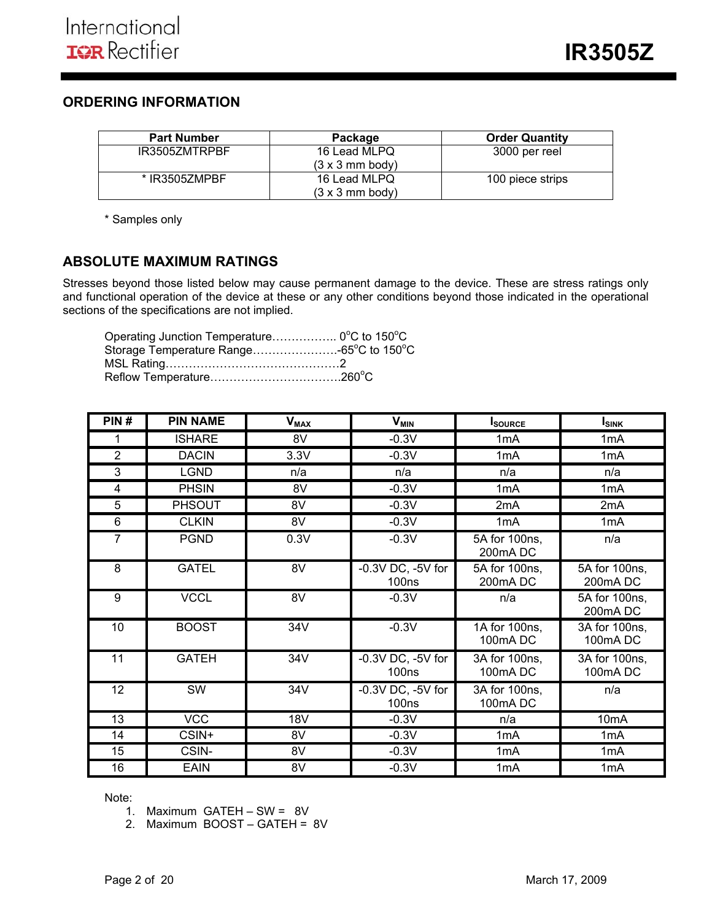## ORDERING INFORMATION

| Part Number | Package | Order Quantity |
|---|---|---|
| IR3505ZMTRPBF | 16 Lead MLPQ (3 x 3 mm body) | 3000 per reel |
| * IR3505ZMPBF | 16 Lead MLPQ (3 x 3 mm body) | 100 piece strips |

\* Samples only

## ABSOLUTE MAXIMUM RATINGS

Stresses beyond those listed below may cause permanent damage to the device. These are stress ratings only and functional operation of the device at these or any other conditions beyond those indicated in the operational sections of the specifications are not implied.

Operating Junction Temperature…………….. 0°C to 150°C
Storage Temperature Range………………….-65°C to 150°C
MSL Rating………………………………………2
Reflow Temperature…………………………….260°C

| PIN # | PIN NAME | $V_{MAX}$ | $V_{MIN}$ | $I_{SOURCE}$ | $I_{SINK}$ |
|---|---|---|---|---|---|
| 1 | ISHARE | 8V | -0.3V | 1mA | 1mA |
| 2 | DACIN | 3.3V | -0.3V | 1mA | 1mA |
| 3 | LGND | n/a | n/a | n/a | n/a |
| 4 | PHSIN | 8V | -0.3V | 1mA | 1mA |
| 5 | PHSOUT | 8V | -0.3V | 2mA | 2mA |
| 6 | CLKIN | 8V | -0.3V | 1mA | 1mA |
| 7 | PGND | 0.3V | -0.3V | 5A for 100ns, 200mA DC | n/a |
| 8 | GATEL | 8V | -0.3V DC, -5V for 100ns | 5A for 100ns, 200mA DC | 5A for 100ns, 200mA DC |
| 9 | VCCL | 8V | -0.3V | n/a | 5A for 100ns, 200mA DC |
| 10 | BOOST | 34V | -0.3V | 1A for 100ns, 100mA DC | 3A for 100ns, 100mA DC |
| 11 | GATEH | 34V | -0.3V DC, -5V for 100ns | 3A for 100ns, 100mA DC | 3A for 100ns, 100mA DC |
| 12 | SW | 34V | -0.3V DC, -5V for 100ns | 3A for 100ns, 100mA DC | n/a |
| 13 | VCC | 18V | -0.3V | n/a | 10mA |
| 14 | CSIN+ | 8V | -0.3V | 1mA | 1mA |
| 15 | CSIN- | 8V | -0.3V | 1mA | 1mA |
| 16 | EAIN | 8V | -0.3V | 1mA | 1mA |

Note:
1. Maximum GATEH – SW = 8V
2. Maximum BOOST – GATEH = 8V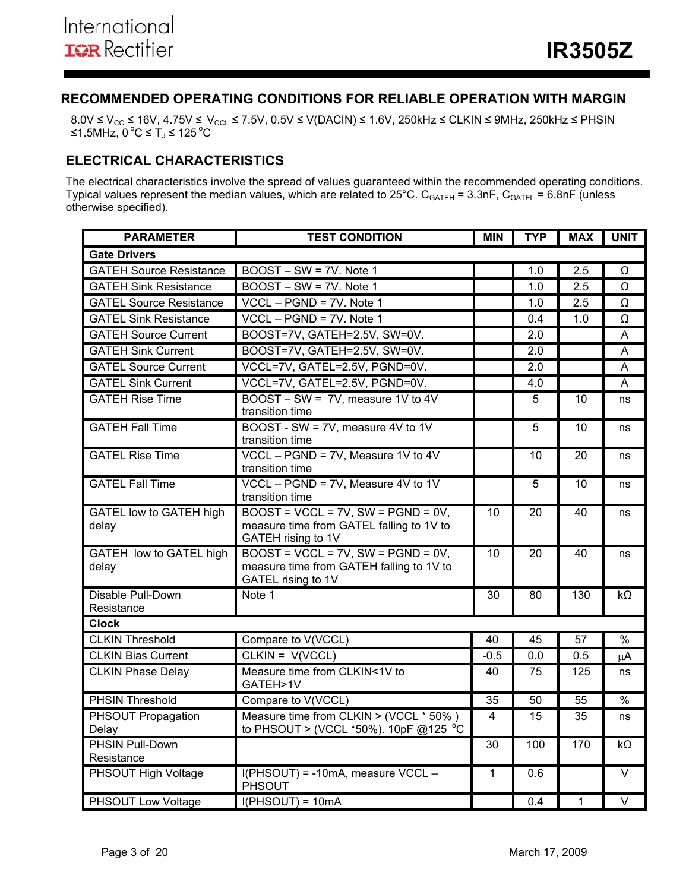## RECOMMENDED OPERATING CONDITIONS FOR RELIABLE OPERATION WITH MARGIN

$8.0V \leq V_{CC} \leq 16V$, $4.75V \leq V_{CCL} \leq 7.5V$, $0.5V \leq V(DACIN) \leq 1.6V$, $250kHz \leq CLKIN \leq 9MHz$, $250kHz \leq PHSIN \leq 1.5MHz$, $0\,^{\circ}C \leq T_J \leq 125\,^{\circ}C$

## ELECTRICAL CHARACTERISTICS

The electrical characteristics involve the spread of values guaranteed within the recommended operating conditions. Typical values represent the median values, which are related to 25°C. $C_{GATEH}$ = 3.3nF, $C_{GATEL}$ = 6.8nF (unless otherwise specified).

| PARAMETER | TEST CONDITION | MIN | TYP | MAX | UNIT |
|---|---|---|---|---|---|
| **Gate Drivers** | | | | | |
| GATEH Source Resistance | BOOST – SW = 7V. Note 1 | | 1.0 | 2.5 | Ω |
| GATEH Sink Resistance | BOOST – SW = 7V. Note 1 | | 1.0 | 2.5 | Ω |
| GATEL Source Resistance | VCCL – PGND = 7V. Note 1 | | 1.0 | 2.5 | Ω |
| GATEL Sink Resistance | VCCL – PGND = 7V. Note 1 | | 0.4 | 1.0 | Ω |
| GATEH Source Current | BOOST=7V, GATEH=2.5V, SW=0V. | | 2.0 | | A |
| GATEH Sink Current | BOOST=7V, GATEH=2.5V, SW=0V. | | 2.0 | | A |
| GATEL Source Current | VCCL=7V, GATEL=2.5V, PGND=0V. | | 2.0 | | A |
| GATEL Sink Current | VCCL=7V, GATEL=2.5V, PGND=0V. | | 4.0 | | A |
| GATEH Rise Time | BOOST – SW = 7V, measure 1V to 4V transition time | | 5 | 10 | ns |
| GATEH Fall Time | BOOST - SW = 7V, measure 4V to 1V transition time | | 5 | 10 | ns |
| GATEL Rise Time | VCCL – PGND = 7V, Measure 1V to 4V transition time | | 10 | 20 | ns |
| GATEL Fall Time | VCCL – PGND = 7V, Measure 4V to 1V transition time | | 5 | 10 | ns |
| GATEL low to GATEH high delay | BOOST = VCCL = 7V, SW = PGND = 0V, measure time from GATEL falling to 1V to GATEH rising to 1V | 10 | 20 | 40 | ns |
| GATEH low to GATEL high delay | BOOST = VCCL = 7V, SW = PGND = 0V, measure time from GATEH falling to 1V to GATEL rising to 1V | 10 | 20 | 40 | ns |
| Disable Pull-Down Resistance | Note 1 | 30 | 80 | 130 | kΩ |
| **Clock** | | | | | |
| CLKIN Threshold | Compare to V(VCCL) | 40 | 45 | 57 | % |
| CLKIN Bias Current | CLKIN = V(VCCL) | -0.5 | 0.0 | 0.5 | μA |
| CLKIN Phase Delay | Measure time from CLKIN<1V to GATEH>1V | 40 | 75 | 125 | ns |
| PHSIN Threshold | Compare to V(VCCL) | 35 | 50 | 55 | % |
| PHSOUT Propagation Delay | Measure time from CLKIN > (VCCL * 50% ) to PHSOUT > (VCCL *50%). 10pF @125 °C | 4 | 15 | 35 | ns |
| PHSIN Pull-Down Resistance | | 30 | 100 | 170 | kΩ |
| PHSOUT High Voltage | I(PHSOUT) = -10mA, measure VCCL – PHSOUT | 1 | 0.6 | | V |
| PHSOUT Low Voltage | I(PHSOUT) = 10mA | | 0.4 | 1 | V |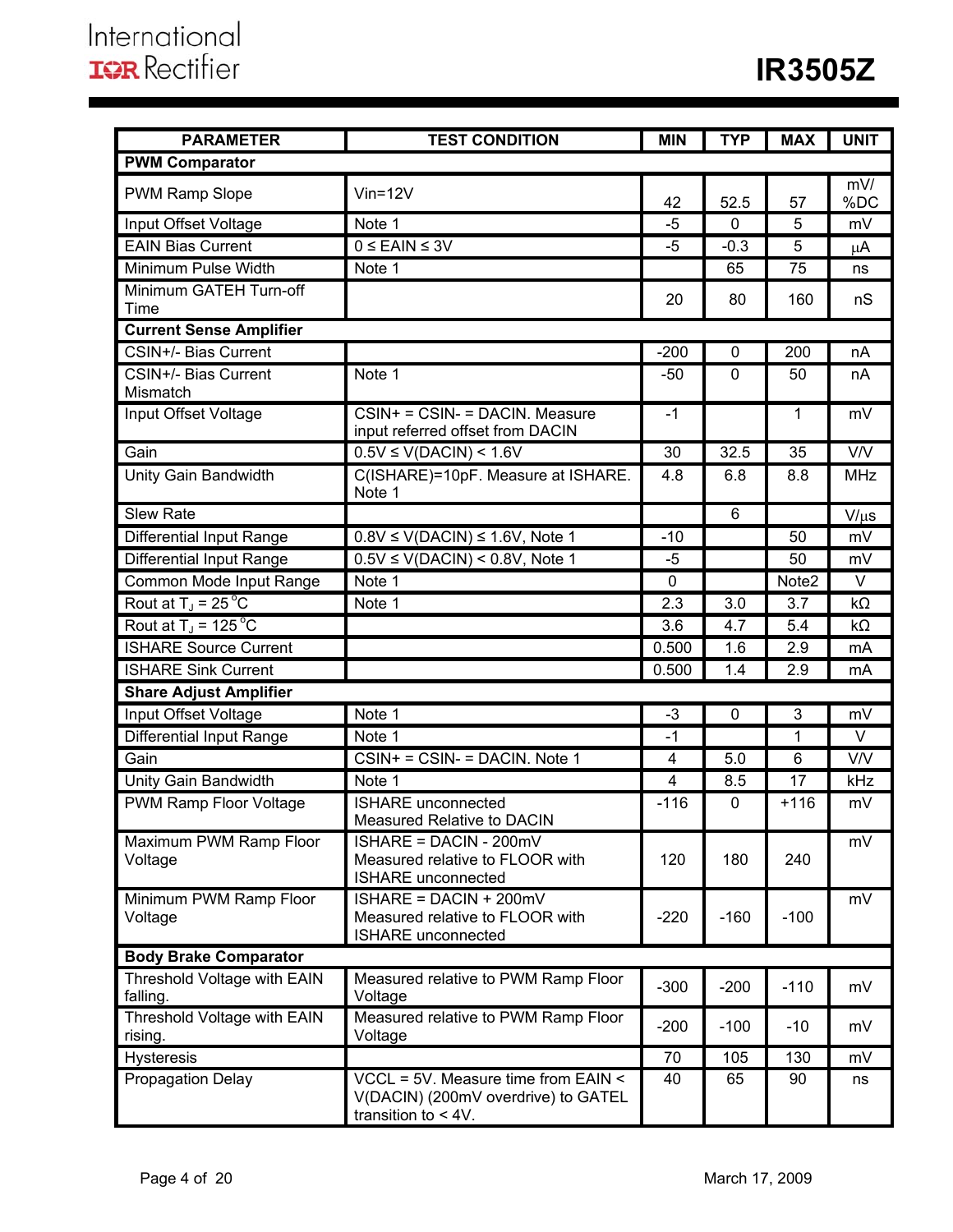| PARAMETER | TEST CONDITION | MIN | TYP | MAX | UNIT |
|---|---|---|---|---|---|
| **PWM Comparator** | | | | | |
| PWM Ramp Slope | Vin=12V | 42 | 52.5 | 57 | mV/ %DC |
| Input Offset Voltage | Note 1 | -5 | 0 | 5 | mV |
| EAIN Bias Current | 0 ≤ EAIN ≤ 3V | -5 | -0.3 | 5 | μA |
| Minimum Pulse Width | Note 1 | | 65 | 75 | ns |
| Minimum GATEH Turn-off Time | | 20 | 80 | 160 | nS |
| **Current Sense Amplifier** | | | | | |
| CSIN+/- Bias Current | | -200 | 0 | 200 | nA |
| CSIN+/- Bias Current Mismatch | Note 1 | -50 | 0 | 50 | nA |
| Input Offset Voltage | CSIN+ = CSIN- = DACIN. Measure input referred offset from DACIN | -1 | | 1 | mV |
| Gain | 0.5V ≤ V(DACIN) < 1.6V | 30 | 32.5 | 35 | V/V |
| Unity Gain Bandwidth | C(ISHARE)=10pF. Measure at ISHARE. Note 1 | 4.8 | 6.8 | 8.8 | MHz |
| Slew Rate | | | 6 | | V/μs |
| Differential Input Range | 0.8V ≤ V(DACIN) ≤ 1.6V, Note 1 | -10 | | 50 | mV |
| Differential Input Range | 0.5V ≤ V(DACIN) < 0.8V, Note 1 | -5 | | 50 | mV |
| Common Mode Input Range | Note 1 | 0 | | Note2 | V |
| Rout at $T_J$ = 25 °C | Note 1 | 2.3 | 3.0 | 3.7 | kΩ |
| Rout at $T_J$ = 125 °C | | 3.6 | 4.7 | 5.4 | kΩ |
| ISHARE Source Current | | 0.500 | 1.6 | 2.9 | mA |
| ISHARE Sink Current | | 0.500 | 1.4 | 2.9 | mA |
| **Share Adjust Amplifier** | | | | | |
| Input Offset Voltage | Note 1 | -3 | 0 | 3 | mV |
| Differential Input Range | Note 1 | -1 | | 1 | V |
| Gain | CSIN+ = CSIN- = DACIN. Note 1 | 4 | 5.0 | 6 | V/V |
| Unity Gain Bandwidth | Note 1 | 4 | 8.5 | 17 | kHz |
| PWM Ramp Floor Voltage | ISHARE unconnected Measured Relative to DACIN | -116 | 0 | +116 | mV |
| Maximum PWM Ramp Floor Voltage | ISHARE = DACIN - 200mV Measured relative to FLOOR with ISHARE unconnected | 120 | 180 | 240 | mV |
| Minimum PWM Ramp Floor Voltage | ISHARE = DACIN + 200mV Measured relative to FLOOR with ISHARE unconnected | -220 | -160 | -100 | mV |
| **Body Brake Comparator** | | | | | |
| Threshold Voltage with EAIN falling. | Measured relative to PWM Ramp Floor Voltage | -300 | -200 | -110 | mV |
| Threshold Voltage with EAIN rising. | Measured relative to PWM Ramp Floor Voltage | -200 | -100 | -10 | mV |
| Hysteresis | | 70 | 105 | 130 | mV |
| Propagation Delay | VCCL = 5V. Measure time from EAIN < V(DACIN) (200mV overdrive) to GATEL transition to < 4V. | 40 | 65 | 90 | ns |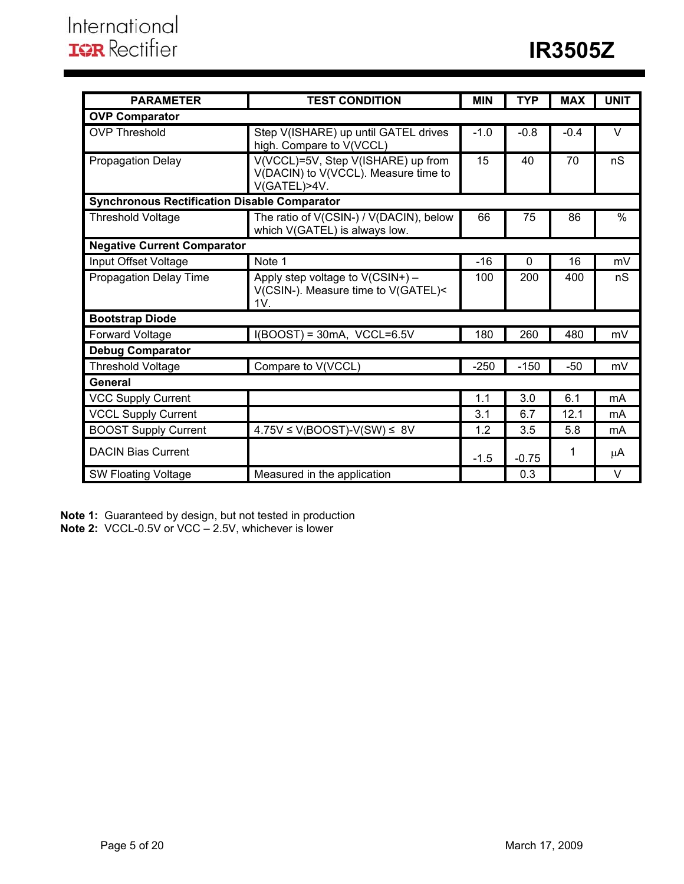| PARAMETER | TEST CONDITION | MIN | TYP | MAX | UNIT |
|---|---|---|---|---|---|
| **OVP Comparator** | | | | | |
| OVP Threshold | Step V(ISHARE) up until GATEL drives high. Compare to V(VCCL) | -1.0 | -0.8 | -0.4 | V |
| Propagation Delay | V(VCCL)=5V, Step V(ISHARE) up from V(DACIN) to V(VCCL). Measure time to V(GATEL)>4V. | 15 | 40 | 70 | nS |
| **Synchronous Rectification Disable Comparator** | | | | | |
| Threshold Voltage | The ratio of V(CSIN-) / V(DACIN), below which V(GATEL) is always low. | 66 | 75 | 86 | % |
| **Negative Current Comparator** | | | | | |
| Input Offset Voltage | Note 1 | -16 | 0 | 16 | mV |
| Propagation Delay Time | Apply step voltage to V(CSIN+) – V(CSIN-). Measure time to V(GATEL)< 1V. | 100 | 200 | 400 | nS |
| **Bootstrap Diode** | | | | | |
| Forward Voltage | I(BOOST) = 30mA, VCCL=6.5V | 180 | 260 | 480 | mV |
| **Debug Comparator** | | | | | |
| Threshold Voltage | Compare to V(VCCL) | -250 | -150 | -50 | mV |
| **General** | | | | | |
| VCC Supply Current | | 1.1 | 3.0 | 6.1 | mA |
| VCCL Supply Current | | 3.1 | 6.7 | 12.1 | mA |
| BOOST Supply Current | 4.75V ≤ V(BOOST)-V(SW) ≤ 8V | 1.2 | 3.5 | 5.8 | mA |
| DACIN Bias Current | | -1.5 | -0.75 | 1 | μA |
| SW Floating Voltage | Measured in the application | | 0.3 | | V |

**Note 1:** Guaranteed by design, but not tested in production
**Note 2:** VCCL-0.5V or VCC – 2.5V, whichever is lower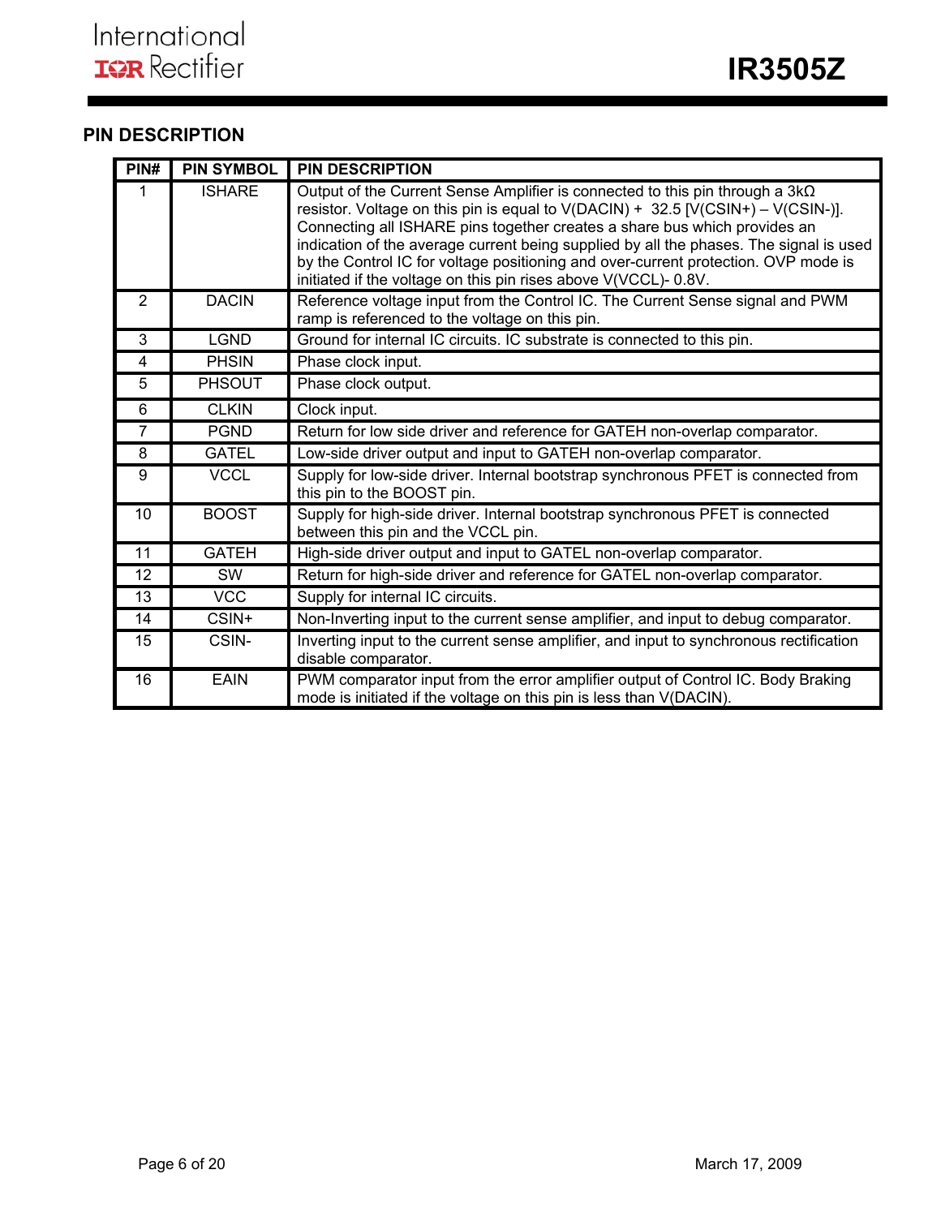## PIN DESCRIPTION

| PIN# | PIN SYMBOL | PIN DESCRIPTION |
|---|---|---|
| 1 | ISHARE | Output of the Current Sense Amplifier is connected to this pin through a 3kΩ resistor. Voltage on this pin is equal to V(DACIN) + 32.5 [V(CSIN+) – V(CSIN-)]. Connecting all ISHARE pins together creates a share bus which provides an indication of the average current being supplied by all the phases. The signal is used by the Control IC for voltage positioning and over-current protection. OVP mode is initiated if the voltage on this pin rises above V(VCCL)- 0.8V. |
| 2 | DACIN | Reference voltage input from the Control IC. The Current Sense signal and PWM ramp is referenced to the voltage on this pin. |
| 3 | LGND | Ground for internal IC circuits. IC substrate is connected to this pin. |
| 4 | PHSIN | Phase clock input. |
| 5 | PHSOUT | Phase clock output. |
| 6 | CLKIN | Clock input. |
| 7 | PGND | Return for low side driver and reference for GATEH non-overlap comparator. |
| 8 | GATEL | Low-side driver output and input to GATEH non-overlap comparator. |
| 9 | VCCL | Supply for low-side driver. Internal bootstrap synchronous PFET is connected from this pin to the BOOST pin. |
| 10 | BOOST | Supply for high-side driver. Internal bootstrap synchronous PFET is connected between this pin and the VCCL pin. |
| 11 | GATEH | High-side driver output and input to GATEL non-overlap comparator. |
| 12 | SW | Return for high-side driver and reference for GATEL non-overlap comparator. |
| 13 | VCC | Supply for internal IC circuits. |
| 14 | CSIN+ | Non-Inverting input to the current sense amplifier, and input to debug comparator. |
| 15 | CSIN- | Inverting input to the current sense amplifier, and input to synchronous rectification disable comparator. |
| 16 | EAIN | PWM comparator input from the error amplifier output of Control IC. Body Braking mode is initiated if the voltage on this pin is less than V(DACIN). |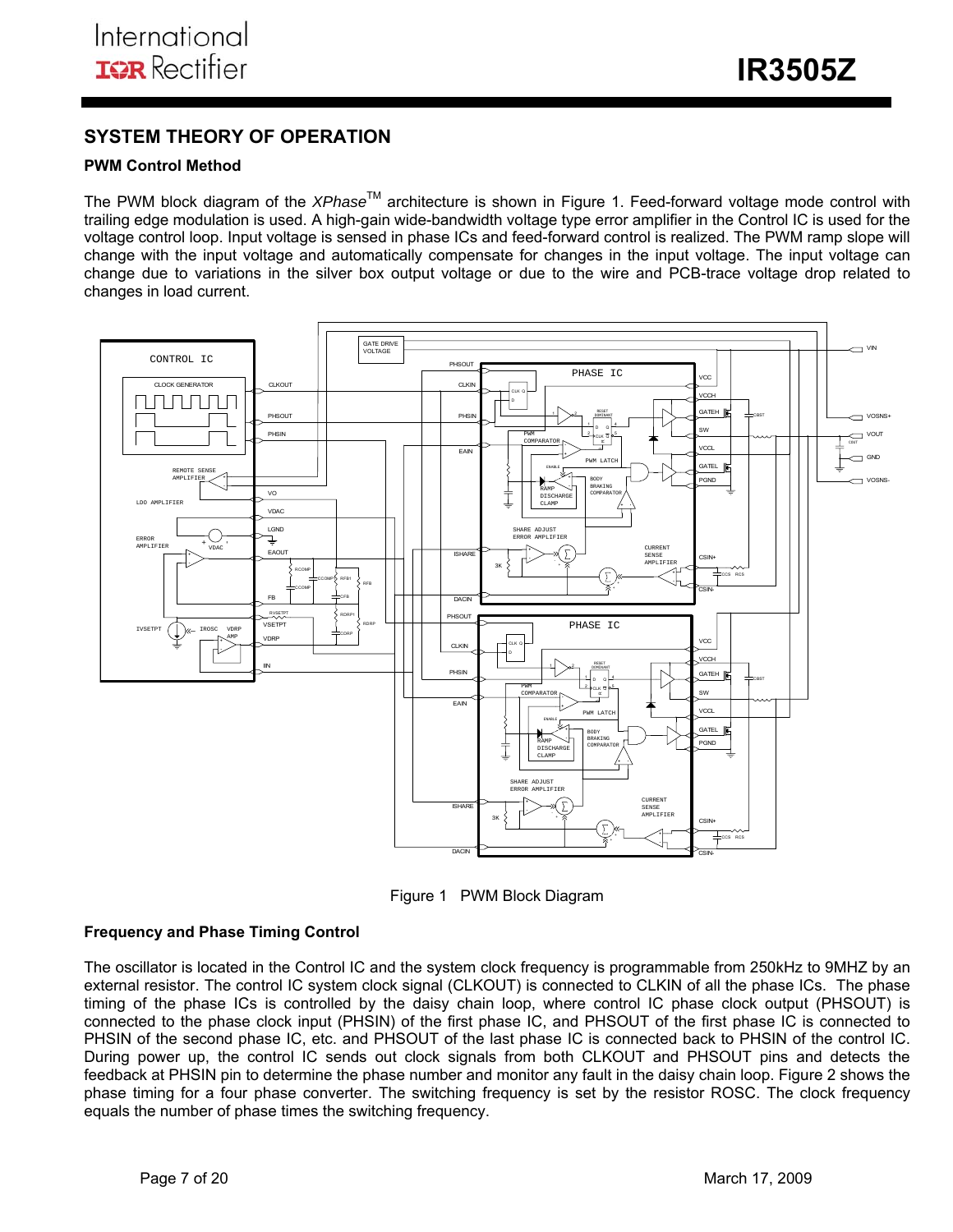## SYSTEM THEORY OF OPERATION

### PWM Control Method

The PWM block diagram of the *XPhase*™ architecture is shown in Figure 1. Feed-forward voltage mode control with trailing edge modulation is used. A high-gain wide-bandwidth voltage type error amplifier in the Control IC is used for the voltage control loop. Input voltage is sensed in phase ICs and feed-forward control is realized. The PWM ramp slope will change with the input voltage and automatically compensate for changes in the input voltage. The input voltage can change due to variations in the silver box output voltage or due to the wire and PCB-trace voltage drop related to changes in load current.

Figure 1 PWM Block Diagram

### Frequency and Phase Timing Control

The oscillator is located in the Control IC and the system clock frequency is programmable from 250kHz to 9MHZ by an external resistor. The control IC system clock signal (CLKOUT) is connected to CLKIN of all the phase ICs. The phase timing of the phase ICs is controlled by the daisy chain loop, where control IC phase clock output (PHSOUT) is connected to the phase clock input (PHSIN) of the first phase IC, and PHSOUT of the first phase IC is connected to PHSIN of the second phase IC, etc. and PHSOUT of the last phase IC is connected back to PHSIN of the control IC. During power up, the control IC sends out clock signals from both CLKOUT and PHSOUT pins and detects the feedback at PHSIN pin to determine the phase number and monitor any fault in the daisy chain loop. Figure 2 shows the phase timing for a four phase converter. The switching frequency is set by the resistor ROSC. The clock frequency equals the number of phase times the switching frequency.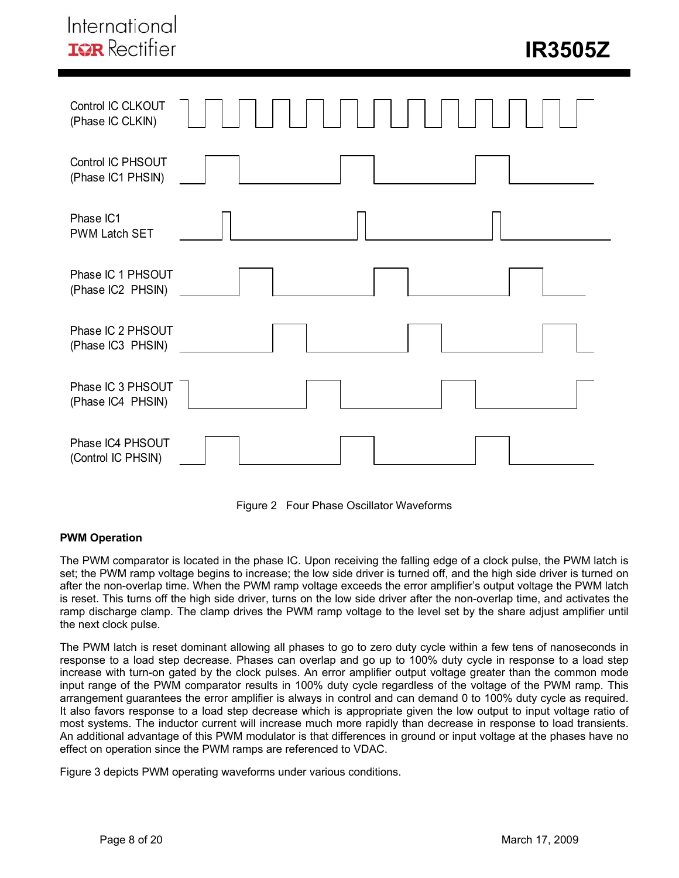Control IC CLKOUT
(Phase IC CLKIN)

Control IC PHSOUT
(Phase IC1 PHSIN)

Phase IC1
PWM Latch SET

Phase IC 1 PHSOUT
(Phase IC2 PHSIN)

Phase IC 2 PHSOUT
(Phase IC3 PHSIN)

Phase IC 3 PHSOUT
(Phase IC4 PHSIN)

Phase IC4 PHSOUT
(Control IC PHSIN)

Figure 2 Four Phase Oscillator Waveforms

**PWM Operation**

The PWM comparator is located in the phase IC. Upon receiving the falling edge of a clock pulse, the PWM latch is set; the PWM ramp voltage begins to increase; the low side driver is turned off, and the high side driver is turned on after the non-overlap time. When the PWM ramp voltage exceeds the error amplifier's output voltage the PWM latch is reset. This turns off the high side driver, turns on the low side driver after the non-overlap time, and activates the ramp discharge clamp. The clamp drives the PWM ramp voltage to the level set by the share adjust amplifier until the next clock pulse.

The PWM latch is reset dominant allowing all phases to go to zero duty cycle within a few tens of nanoseconds in response to a load step decrease. Phases can overlap and go up to 100% duty cycle in response to a load step increase with turn-on gated by the clock pulses. An error amplifier output voltage greater than the common mode input range of the PWM comparator results in 100% duty cycle regardless of the voltage of the PWM ramp. This arrangement guarantees the error amplifier is always in control and can demand 0 to 100% duty cycle as required. It also favors response to a load step decrease which is appropriate given the low output to input voltage ratio of most systems. The inductor current will increase much more rapidly than decrease in response to load transients. An additional advantage of this PWM modulator is that differences in ground or input voltage at the phases have no effect on operation since the PWM ramps are referenced to VDAC.

Figure 3 depicts PWM operating waveforms under various conditions.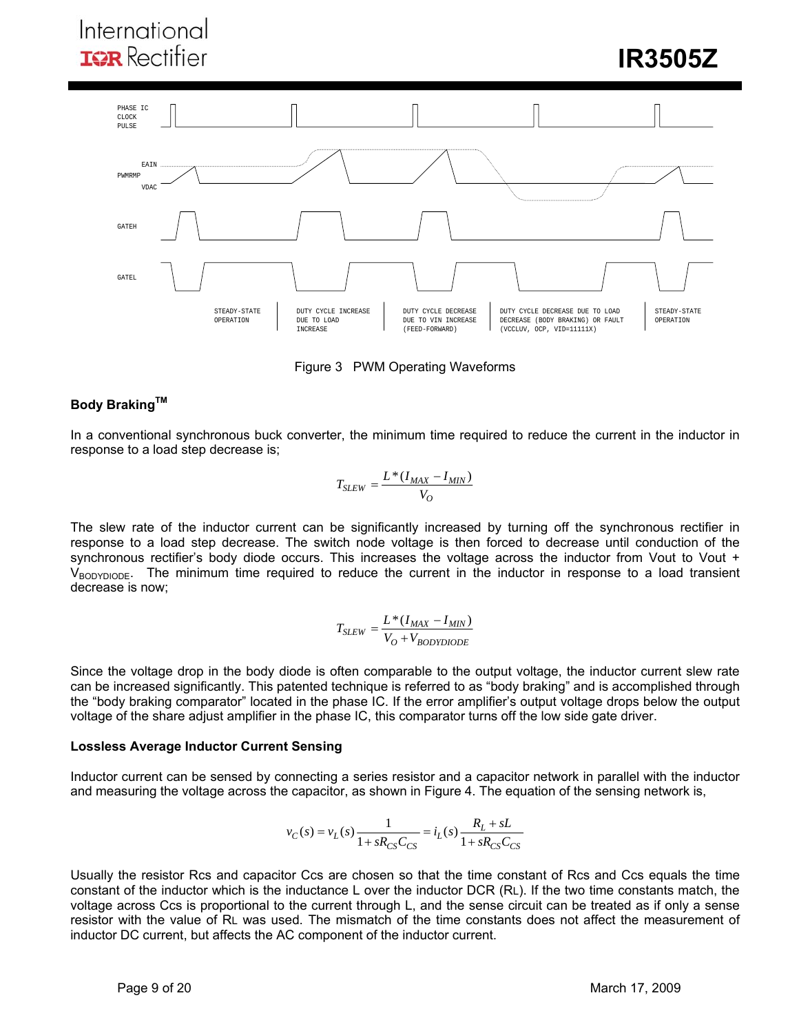PHASE IC CLOCK PULSE

EAIN

PWMRMP

VDAC

GATEH

GATEL

STEADY-STATE OPERATION | DUTY CYCLE INCREASE DUE TO LOAD INCREASE | DUTY CYCLE DECREASE DUE TO VIN INCREASE (FEED-FORWARD) | DUTY CYCLE DECREASE DUE TO LOAD DECREASE (BODY BRAKING) OR FAULT (VCCLUV, OCP, VID=11111X) | STEADY-STATE OPERATION

Figure 3 PWM Operating Waveforms

### Body Braking[TM]

In a conventional synchronous buck converter, the minimum time required to reduce the current in the inductor in response to a load step decrease is;

$$T_{SLEW} = \frac{L*(I_{MAX} - I_{MIN})}{V_O}$$

The slew rate of the inductor current can be significantly increased by turning off the synchronous rectifier in response to a load step decrease. The switch node voltage is then forced to decrease until conduction of the synchronous rectifier's body diode occurs. This increases the voltage across the inductor from Vout to Vout + $V_{BODYDIODE}$. The minimum time required to reduce the current in the inductor in response to a load transient decrease is now;

$$T_{SLEW} = \frac{L*(I_{MAX} - I_{MIN})}{V_O + V_{BODYDIODE}}$$

Since the voltage drop in the body diode is often comparable to the output voltage, the inductor current slew rate can be increased significantly. This patented technique is referred to as "body braking" and is accomplished through the "body braking comparator" located in the phase IC. If the error amplifier's output voltage drops below the output voltage of the share adjust amplifier in the phase IC, this comparator turns off the low side gate driver.

### Lossless Average Inductor Current Sensing

Inductor current can be sensed by connecting a series resistor and a capacitor network in parallel with the inductor and measuring the voltage across the capacitor, as shown in Figure 4. The equation of the sensing network is,

$$v_C(s) = v_L(s)\frac{1}{1+sR_{CS}C_{CS}} = i_L(s)\frac{R_L + sL}{1+sR_{CS}C_{CS}}$$

Usually the resistor Rcs and capacitor Ccs are chosen so that the time constant of Rcs and Ccs equals the time constant of the inductor which is the inductance L over the inductor DCR ($R_L$). If the two time constants match, the voltage across Ccs is proportional to the current through L, and the sense circuit can be treated as if only a sense resistor with the value of $R_L$ was used. The mismatch of the time constants does not affect the measurement of inductor DC current, but affects the AC component of the inductor current.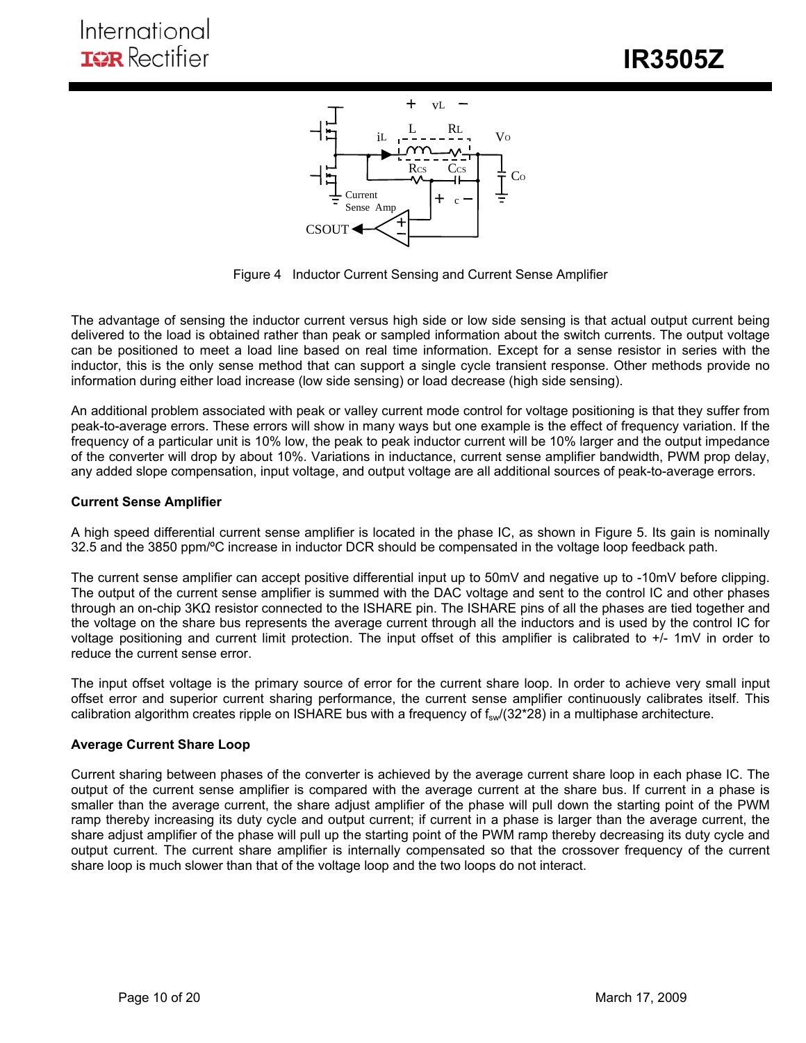Figure 4 Inductor Current Sensing and Current Sense Amplifier

The advantage of sensing the inductor current versus high side or low side sensing is that actual output current being delivered to the load is obtained rather than peak or sampled information about the switch currents. The output voltage can be positioned to meet a load line based on real time information. Except for a sense resistor in series with the inductor, this is the only sense method that can support a single cycle transient response. Other methods provide no information during either load increase (low side sensing) or load decrease (high side sensing).

An additional problem associated with peak or valley current mode control for voltage positioning is that they suffer from peak-to-average errors. These errors will show in many ways but one example is the effect of frequency variation. If the frequency of a particular unit is 10% low, the peak to peak inductor current will be 10% larger and the output impedance of the converter will drop by about 10%. Variations in inductance, current sense amplifier bandwidth, PWM prop delay, any added slope compensation, input voltage, and output voltage are all additional sources of peak-to-average errors.

**Current Sense Amplifier**

A high speed differential current sense amplifier is located in the phase IC, as shown in Figure 5. Its gain is nominally 32.5 and the 3850 ppm/ºC increase in inductor DCR should be compensated in the voltage loop feedback path.

The current sense amplifier can accept positive differential input up to 50mV and negative up to -10mV before clipping. The output of the current sense amplifier is summed with the DAC voltage and sent to the control IC and other phases through an on-chip 3KΩ resistor connected to the ISHARE pin. The ISHARE pins of all the phases are tied together and the voltage on the share bus represents the average current through all the inductors and is used by the control IC for voltage positioning and current limit protection. The input offset of this amplifier is calibrated to +/- 1mV in order to reduce the current sense error.

The input offset voltage is the primary source of error for the current share loop. In order to achieve very small input offset error and superior current sharing performance, the current sense amplifier continuously calibrates itself. This calibration algorithm creates ripple on ISHARE bus with a frequency of $f_{sw}/(32*28)$ in a multiphase architecture.

**Average Current Share Loop**

Current sharing between phases of the converter is achieved by the average current share loop in each phase IC. The output of the current sense amplifier is compared with the average current at the share bus. If current in a phase is smaller than the average current, the share adjust amplifier of the phase will pull down the starting point of the PWM ramp thereby increasing its duty cycle and output current; if current in a phase is larger than the average current, the share adjust amplifier of the phase will pull up the starting point of the PWM ramp thereby decreasing its duty cycle and output current. The current share amplifier is internally compensated so that the crossover frequency of the current share loop is much slower than that of the voltage loop and the two loops do not interact.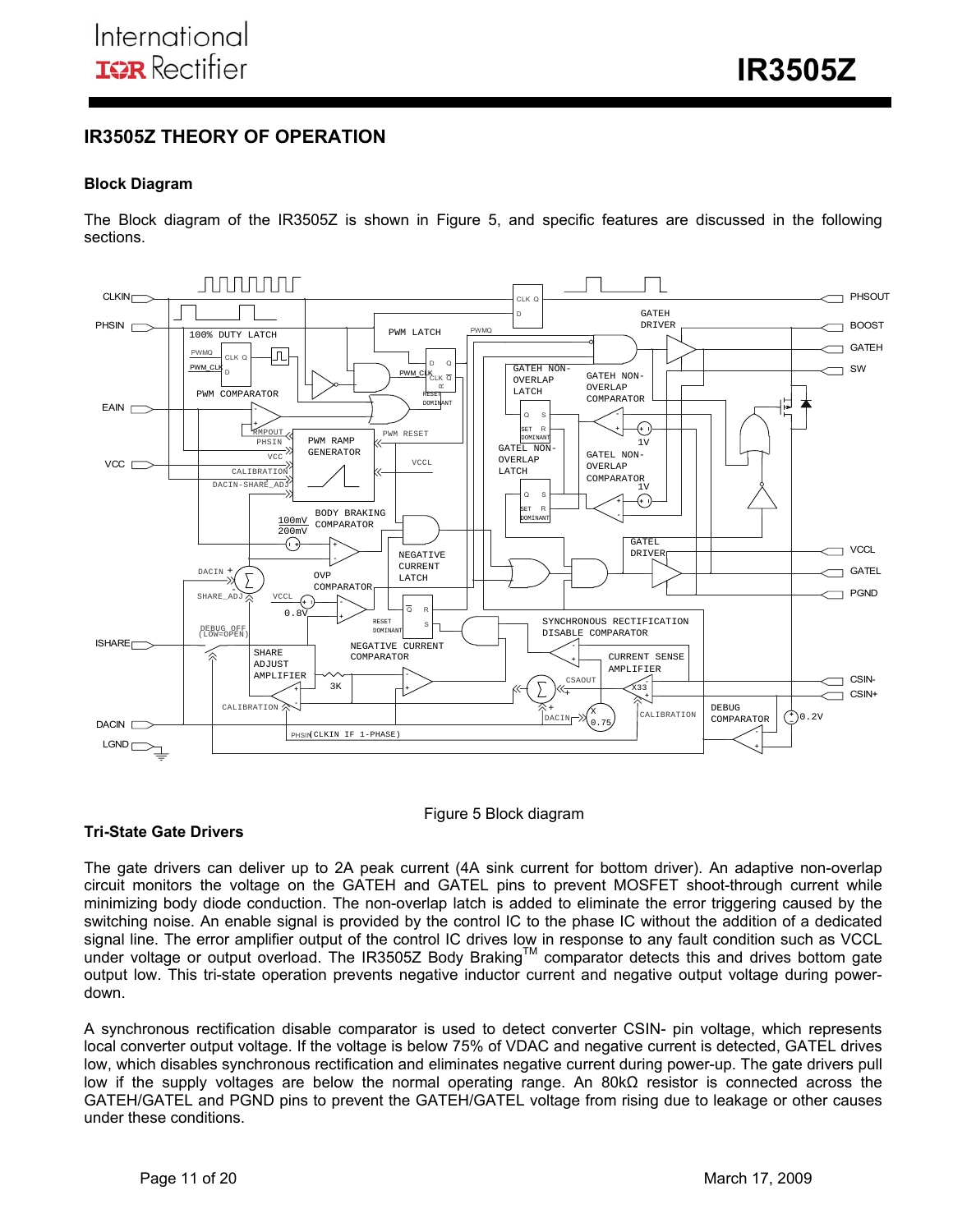## IR3505Z THEORY OF OPERATION

### Block Diagram

The Block diagram of the IR3505Z is shown in Figure 5, and specific features are discussed in the following sections.

Figure 5 Block diagram

### Tri-State Gate Drivers

The gate drivers can deliver up to 2A peak current (4A sink current for bottom driver). An adaptive non-overlap circuit monitors the voltage on the GATEH and GATEL pins to prevent MOSFET shoot-through current while minimizing body diode conduction. The non-overlap latch is added to eliminate the error triggering caused by the switching noise. An enable signal is provided by the control IC to the phase IC without the addition of a dedicated signal line. The error amplifier output of the control IC drives low in response to any fault condition such as VCCL under voltage or output overload. The IR3505Z Body Braking[TM] comparator detects this and drives bottom gate output low. This tri-state operation prevents negative inductor current and negative output voltage during power-down.

A synchronous rectification disable comparator is used to detect converter CSIN- pin voltage, which represents local converter output voltage. If the voltage is below 75% of VDAC and negative current is detected, GATEL drives low, which disables synchronous rectification and eliminates negative current during power-up. The gate drivers pull low if the supply voltages are below the normal operating range. An 80kΩ resistor is connected across the GATEH/GATEL and PGND pins to prevent the GATEH/GATEL voltage from rising due to leakage or other causes under these conditions.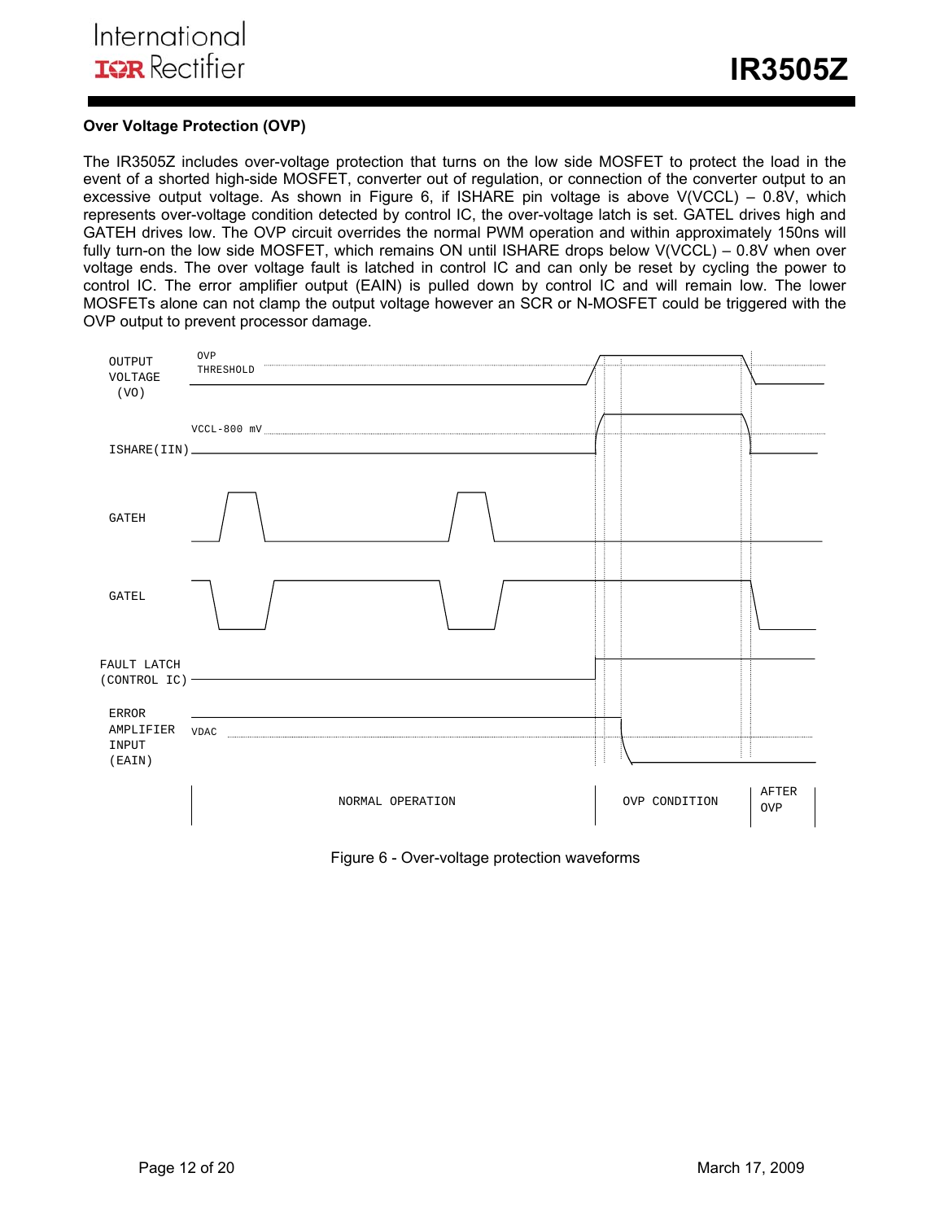### Over Voltage Protection (OVP)

The IR3505Z includes over-voltage protection that turns on the low side MOSFET to protect the load in the event of a shorted high-side MOSFET, converter out of regulation, or connection of the converter output to an excessive output voltage. As shown in Figure 6, if ISHARE pin voltage is above V(VCCL) – 0.8V, which represents over-voltage condition detected by control IC, the over-voltage latch is set. GATEL drives high and GATEH drives low. The OVP circuit overrides the normal PWM operation and within approximately 150ns will fully turn-on the low side MOSFET, which remains ON until ISHARE drops below V(VCCL) – 0.8V when over voltage ends. The over voltage fault is latched in control IC and can only be reset by cycling the power to control IC. The error amplifier output (EAIN) is pulled down by control IC and will remain low. The lower MOSFETs alone can not clamp the output voltage however an SCR or N-MOSFET could be triggered with the OVP output to prevent processor damage.

Figure 6 - Over-voltage protection waveforms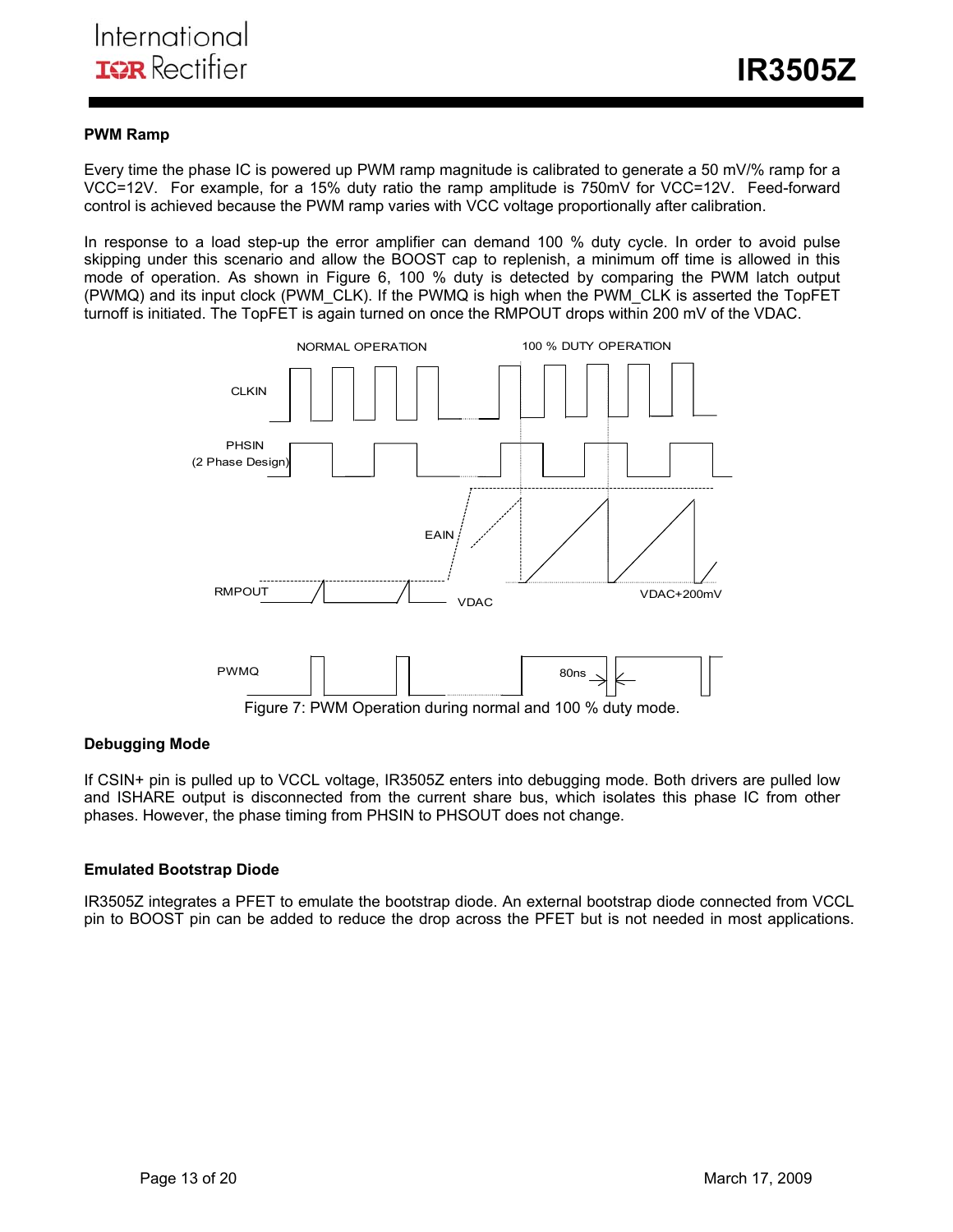### PWM Ramp

Every time the phase IC is powered up PWM ramp magnitude is calibrated to generate a 50 mV/% ramp for a VCC=12V. For example, for a 15% duty ratio the ramp amplitude is 750mV for VCC=12V. Feed-forward control is achieved because the PWM ramp varies with VCC voltage proportionally after calibration.

In response to a load step-up the error amplifier can demand 100 % duty cycle. In order to avoid pulse skipping under this scenario and allow the BOOST cap to replenish, a minimum off time is allowed in this mode of operation. As shown in Figure 6, 100 % duty is detected by comparing the PWM latch output (PWMQ) and its input clock (PWM_CLK). If the PWMQ is high when the PWM_CLK is asserted the TopFET turnoff is initiated. The TopFET is again turned on once the RMPOUT drops within 200 mV of the VDAC.

Figure 7: PWM Operation during normal and 100 % duty mode.

### Debugging Mode

If CSIN+ pin is pulled up to VCCL voltage, IR3505Z enters into debugging mode. Both drivers are pulled low and ISHARE output is disconnected from the current share bus, which isolates this phase IC from other phases. However, the phase timing from PHSIN to PHSOUT does not change.

### Emulated Bootstrap Diode

IR3505Z integrates a PFET to emulate the bootstrap diode. An external bootstrap diode connected from VCCL pin to BOOST pin can be added to reduce the drop across the PFET but is not needed in most applications.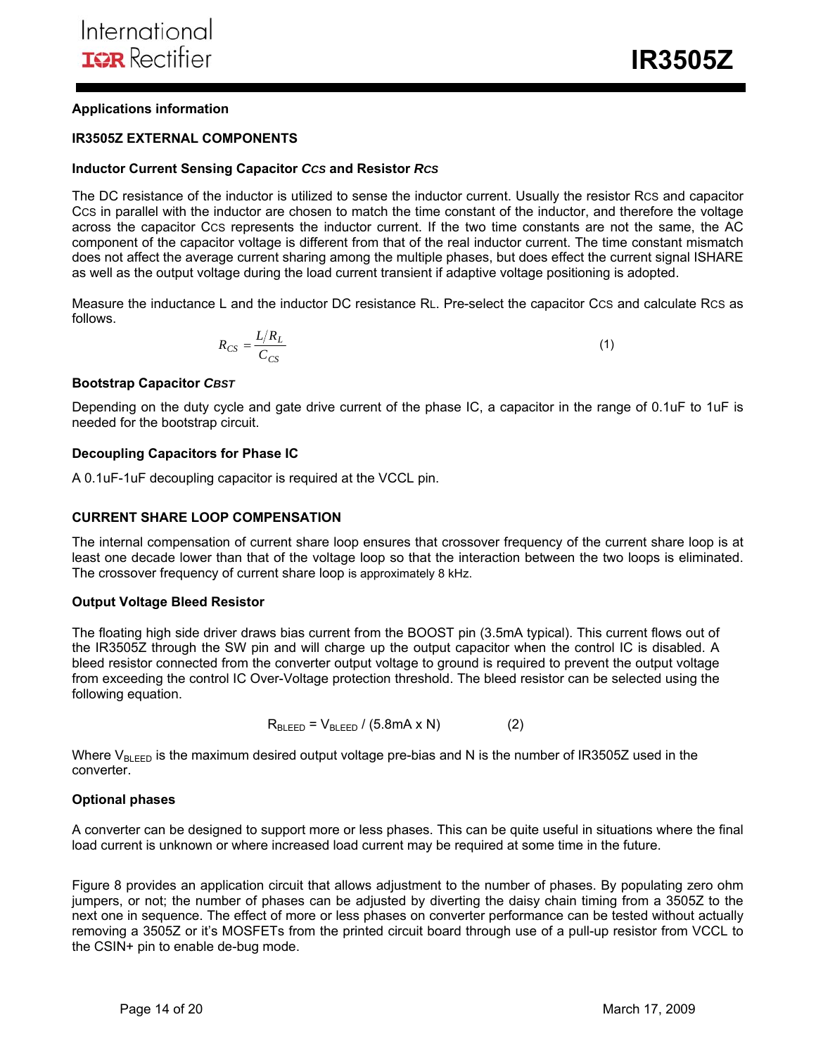## Applications information

### IR3505Z EXTERNAL COMPONENTS

#### Inductor Current Sensing Capacitor *CCS* and Resistor *RCS*

The DC resistance of the inductor is utilized to sense the inductor current. Usually the resistor $R_{CS}$ and capacitor $C_{CS}$ in parallel with the inductor are chosen to match the time constant of the inductor, and therefore the voltage across the capacitor $C_{CS}$ represents the inductor current. If the two time constants are not the same, the AC component of the capacitor voltage is different from that of the real inductor current. The time constant mismatch does not affect the average current sharing among the multiple phases, but does effect the current signal ISHARE as well as the output voltage during the load current transient if adaptive voltage positioning is adopted.

Measure the inductance L and the inductor DC resistance $R_L$. Pre-select the capacitor $C_{CS}$ and calculate $R_{CS}$ as follows.

$$R_{CS} = \frac{L/R_L}{C_{CS}} \tag{1}$$

#### Bootstrap Capacitor *CBST*

Depending on the duty cycle and gate drive current of the phase IC, a capacitor in the range of 0.1uF to 1uF is needed for the bootstrap circuit.

#### Decoupling Capacitors for Phase IC

A 0.1uF-1uF decoupling capacitor is required at the VCCL pin.

### CURRENT SHARE LOOP COMPENSATION

The internal compensation of current share loop ensures that crossover frequency of the current share loop is at least one decade lower than that of the voltage loop so that the interaction between the two loops is eliminated. The crossover frequency of current share loop is approximately 8 kHz.

#### Output Voltage Bleed Resistor

The floating high side driver draws bias current from the BOOST pin (3.5mA typical). This current flows out of the IR3505Z through the SW pin and will charge up the output capacitor when the control IC is disabled. A bleed resistor connected from the converter output voltage to ground is required to prevent the output voltage from exceeding the control IC Over-Voltage protection threshold. The bleed resistor can be selected using the following equation.

$$R_{BLEED} = V_{BLEED} / (5.8\text{mA} \times N) \tag{2}$$

Where $V_{BLEED}$ is the maximum desired output voltage pre-bias and N is the number of IR3505Z used in the converter.

#### Optional phases

A converter can be designed to support more or less phases. This can be quite useful in situations where the final load current is unknown or where increased load current may be required at some time in the future.

Figure 8 provides an application circuit that allows adjustment to the number of phases. By populating zero ohm jumpers, or not; the number of phases can be adjusted by diverting the daisy chain timing from a 3505Z to the next one in sequence. The effect of more or less phases on converter performance can be tested without actually removing a 3505Z or it's MOSFETs from the printed circuit board through use of a pull-up resistor from VCCL to the CSIN+ pin to enable de-bug mode.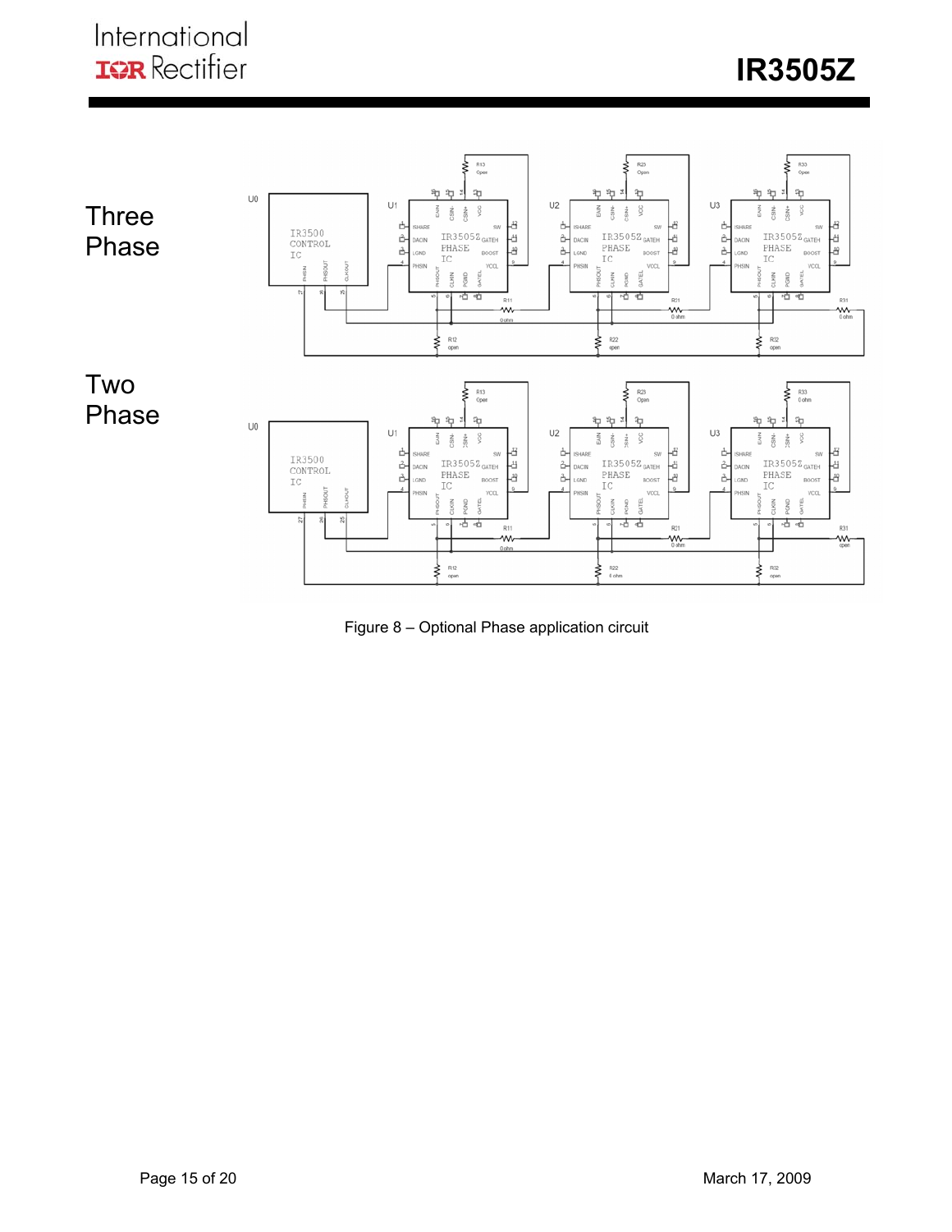Three Phase

Two Phase

Figure 8 – Optional Phase application circuit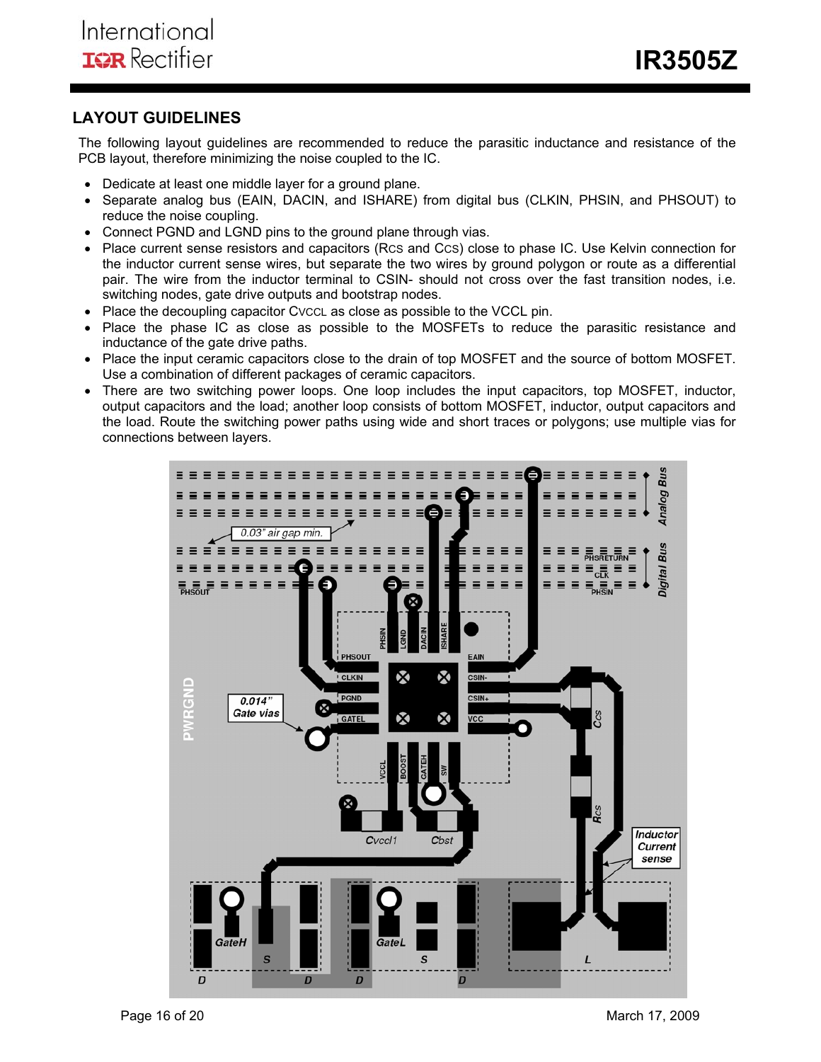## LAYOUT GUIDELINES

The following layout guidelines are recommended to reduce the parasitic inductance and resistance of the PCB layout, therefore minimizing the noise coupled to the IC.

- Dedicate at least one middle layer for a ground plane.
- Separate analog bus (EAIN, DACIN, and ISHARE) from digital bus (CLKIN, PHSIN, and PHSOUT) to reduce the noise coupling.
- Connect PGND and LGND pins to the ground plane through vias.
- Place current sense resistors and capacitors ($R_{CS}$ and $C_{CS}$) close to phase IC. Use Kelvin connection for the inductor current sense wires, but separate the two wires by ground polygon or route as a differential pair. The wire from the inductor terminal to CSIN- should not cross over the fast transition nodes, i.e. switching nodes, gate drive outputs and bootstrap nodes.
- Place the decoupling capacitor $C_{VCCL}$ as close as possible to the VCCL pin.
- Place the phase IC as close as possible to the MOSFETs to reduce the parasitic resistance and inductance of the gate drive paths.
- Place the input ceramic capacitors close to the drain of top MOSFET and the source of bottom MOSFET. Use a combination of different packages of ceramic capacitors.
- There are two switching power loops. One loop includes the input capacitors, top MOSFET, inductor, output capacitors and the load; another loop consists of bottom MOSFET, inductor, output capacitors and the load. Route the switching power paths using wide and short traces or polygons; use multiple vias for connections between layers.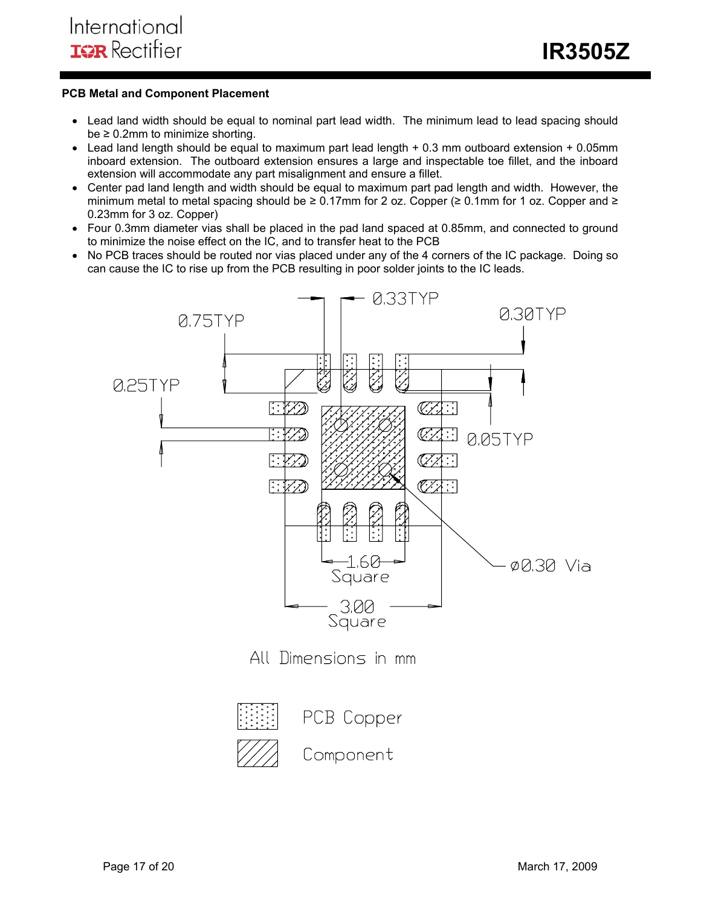### PCB Metal and Component Placement

- Lead land width should be equal to nominal part lead width. The minimum lead to lead spacing should be ≥ 0.2mm to minimize shorting.
- Lead land length should be equal to maximum part lead length + 0.3 mm outboard extension + 0.05mm inboard extension. The outboard extension ensures a large and inspectable toe fillet, and the inboard extension will accommodate any part misalignment and ensure a fillet.
- Center pad land length and width should be equal to maximum part pad length and width. However, the minimum metal to metal spacing should be ≥ 0.17mm for 2 oz. Copper (≥ 0.1mm for 1 oz. Copper and ≥ 0.23mm for 3 oz. Copper)
- Four 0.3mm diameter vias shall be placed in the pad land spaced at 0.85mm, and connected to ground to minimize the noise effect on the IC, and to transfer heat to the PCB
- No PCB traces should be routed nor vias placed under any of the 4 corners of the IC package. Doing so can cause the IC to rise up from the PCB resulting in poor solder joints to the IC leads.

0.33TYP

0.75TYP

0.30TYP

0.25TYP

0.05TYP

1.60 Square

ø0.30 Via

3.00 Square

All Dimensions in mm

PCB Copper

Component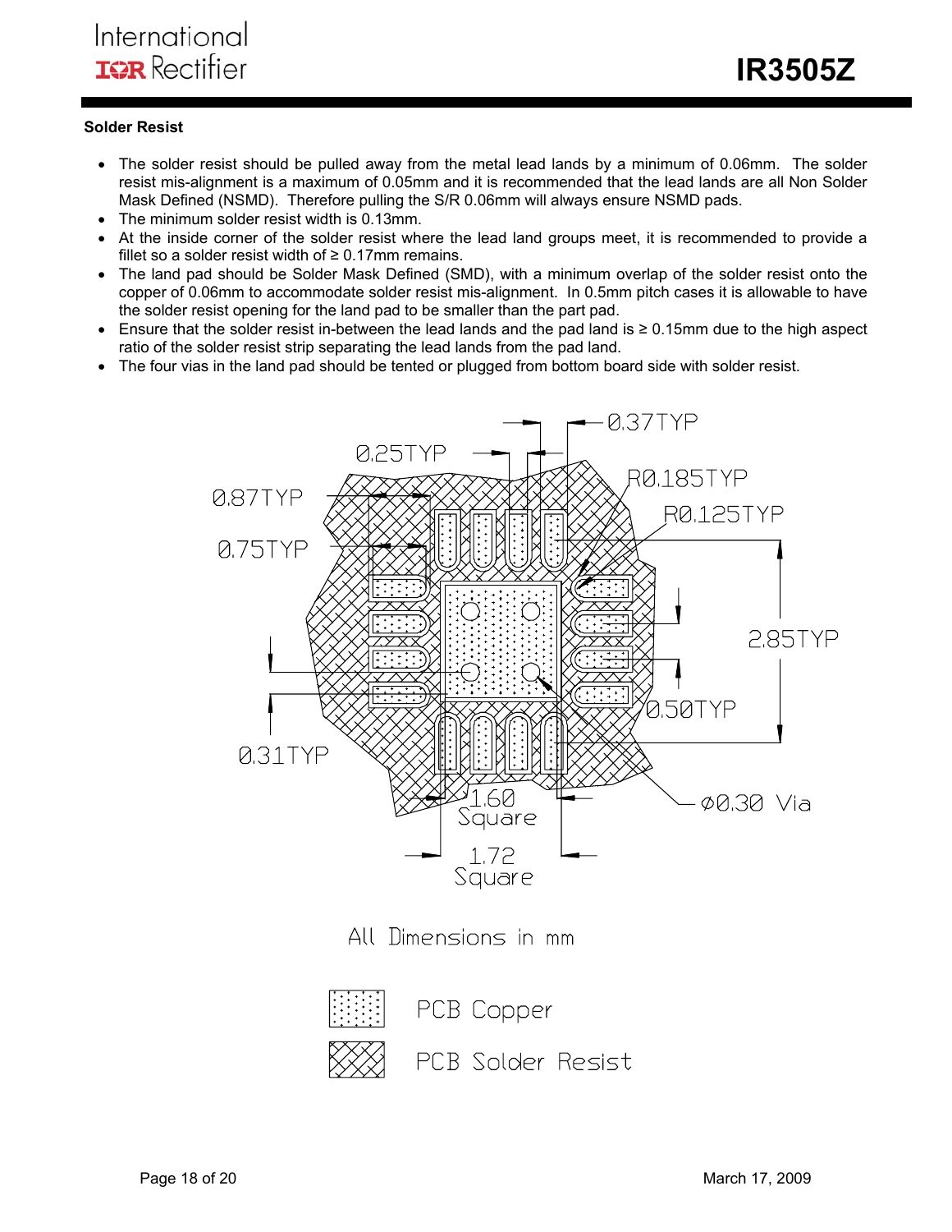### Solder Resist

- The solder resist should be pulled away from the metal lead lands by a minimum of 0.06mm. The solder resist mis-alignment is a maximum of 0.05mm and it is recommended that the lead lands are all Non Solder Mask Defined (NSMD). Therefore pulling the S/R 0.06mm will always ensure NSMD pads.
- The minimum solder resist width is 0.13mm.
- At the inside corner of the solder resist where the lead land groups meet, it is recommended to provide a fillet so a solder resist width of ≥ 0.17mm remains.
- The land pad should be Solder Mask Defined (SMD), with a minimum overlap of the solder resist onto the copper of 0.06mm to accommodate solder resist mis-alignment. In 0.5mm pitch cases it is allowable to have the solder resist opening for the land pad to be smaller than the part pad.
- Ensure that the solder resist in-between the lead lands and the pad land is ≥ 0.15mm due to the high aspect ratio of the solder resist strip separating the lead lands from the pad land.
- The four vias in the land pad should be tented or plugged from bottom board side with solder resist.

0.37TYP

0.25TYP

R0.185TYP

0.87TYP

R0.125TYP

0.75TYP

2.85TYP

0.50TYP

0.31TYP

1.60 Square

Ø0.30 Via

1.72 Square

All Dimensions in mm

PCB Copper

PCB Solder Resist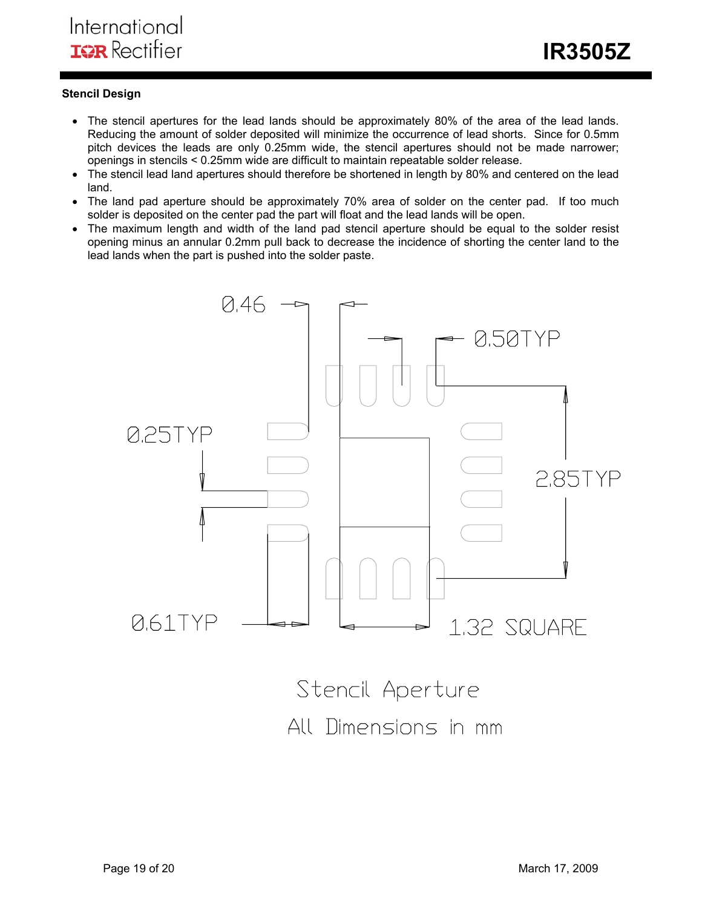### Stencil Design

- The stencil apertures for the lead lands should be approximately 80% of the area of the lead lands. Reducing the amount of solder deposited will minimize the occurrence of lead shorts. Since for 0.5mm pitch devices the leads are only 0.25mm wide, the stencil apertures should not be made narrower; openings in stencils < 0.25mm wide are difficult to maintain repeatable solder release.
- The stencil lead land apertures should therefore be shortened in length by 80% and centered on the lead land.
- The land pad aperture should be approximately 70% area of solder on the center pad. If too much solder is deposited on the center pad the part will float and the lead lands will be open.
- The maximum length and width of the land pad stencil aperture should be equal to the solder resist opening minus an annular 0.2mm pull back to decrease the incidence of shorting the center land to the lead lands when the part is pushed into the solder paste.

0.46

0.50TYP

0.25TYP

2.85TYP

0.61TYP

1.32 SQUARE

Stencil Aperture

All Dimensions in mm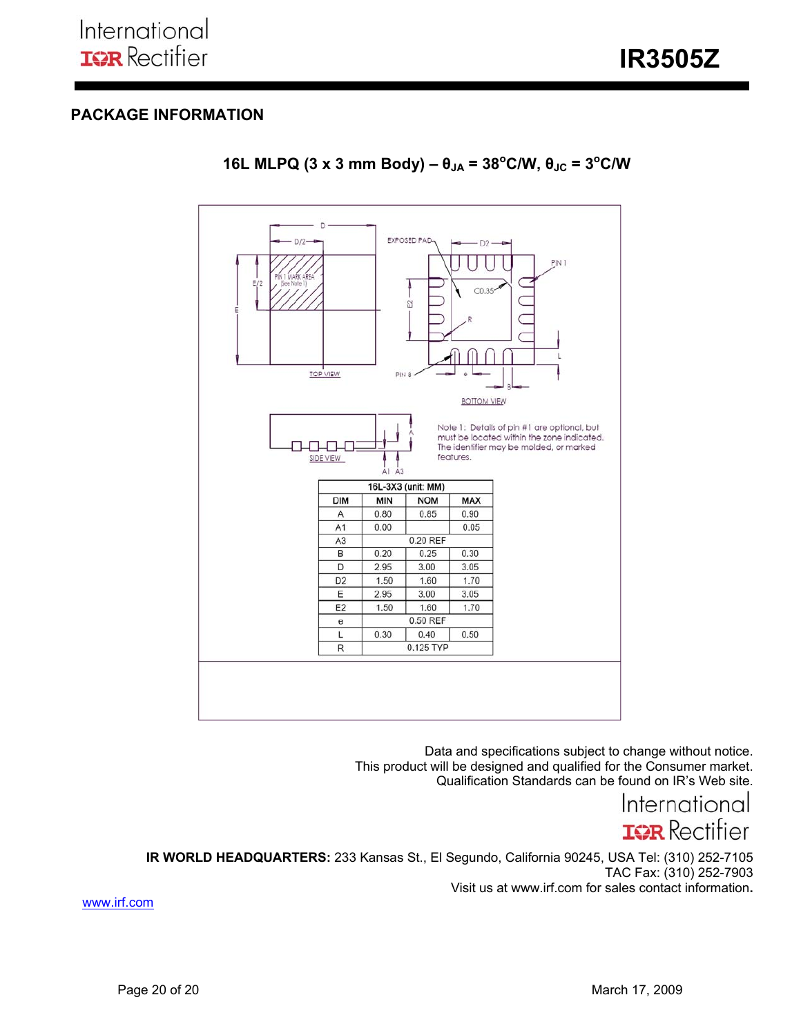## PACKAGE INFORMATION

### 16L MLPQ (3 x 3 mm Body) – $\theta_{JA}$ = 38°C/W, $\theta_{JC}$ = 3°C/W

D

D/2

E/2

E

PIN 1 MARK AREA (See Note 1)

TOP VIEW

EXPOSED PAD

D2

PIN 1

C0.35

E2

R

L

PIN 8

e

B

BOTTOM VIEW

SIDE VIEW

A

A1 A3

Note 1: Details of pin #1 are optional, but must be located within the zone indicated. The identifier may be molded, or marked features.

| 16L-3X3 (unit: MM) | | | |
|---|---|---|---|
| DIM | MIN | NOM | MAX |
| A | 0.80 | 0.85 | 0.90 |
| A1 | 0.00 | | 0.05 |
| A3 | | 0.20 REF | |
| B | 0.20 | 0.25 | 0.30 |
| D | 2.95 | 3.00 | 3.05 |
| D2 | 1.50 | 1.60 | 1.70 |
| E | 2.95 | 3.00 | 3.05 |
| E2 | 1.50 | 1.60 | 1.70 |
| e | | 0.50 REF | |
| L | 0.30 | 0.40 | 0.50 |
| R | | 0.125 TYP | |

Data and specifications subject to change without notice.
This product will be designed and qualified for the Consumer market.
Qualification Standards can be found on IR's Web site.

International Rectifier

**IR WORLD HEADQUARTERS:** 233 Kansas St., El Segundo, California 90245, USA Tel: (310) 252-7105
TAC Fax: (310) 252-7903
Visit us at www.irf.com for sales contact information**.**

www.irf.com